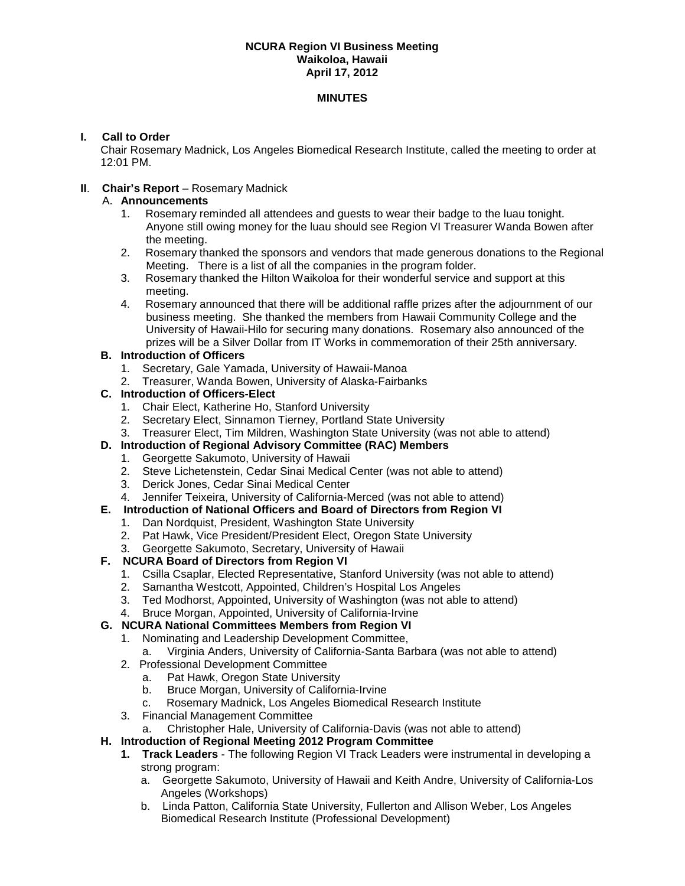**NCURA Region VI Business Meeting**
**Waikoloa, Hawaii**
**April 17, 2012**

**MINUTES**

**I. Call to Order**

Chair Rosemary Madnick, Los Angeles Biomedical Research Institute, called the meeting to order at 12:01 PM.

**II. Chair's Report** – Rosemary Madnick

A. **Announcements**

1. Rosemary reminded all attendees and guests to wear their badge to the luau tonight. Anyone still owing money for the luau should see Region VI Treasurer Wanda Bowen after the meeting.
2. Rosemary thanked the sponsors and vendors that made generous donations to the Regional Meeting. There is a list of all the companies in the program folder.
3. Rosemary thanked the Hilton Waikoloa for their wonderful service and support at this meeting.
4. Rosemary announced that there will be additional raffle prizes after the adjournment of our business meeting. She thanked the members from Hawaii Community College and the University of Hawaii-Hilo for securing many donations. Rosemary also announced of the prizes will be a Silver Dollar from IT Works in commemoration of their 25th anniversary.

**B. Introduction of Officers**

1. Secretary, Gale Yamada, University of Hawaii-Manoa
2. Treasurer, Wanda Bowen, University of Alaska-Fairbanks

**C. Introduction of Officers-Elect**

1. Chair Elect, Katherine Ho, Stanford University
2. Secretary Elect, Sinnamon Tierney, Portland State University
3. Treasurer Elect, Tim Mildren, Washington State University (was not able to attend)

**D. Introduction of Regional Advisory Committee (RAC) Members**

1. Georgette Sakumoto, University of Hawaii
2. Steve Lichetenstein, Cedar Sinai Medical Center (was not able to attend)
3. Derick Jones, Cedar Sinai Medical Center
4. Jennifer Teixeira, University of California-Merced (was not able to attend)

**E. Introduction of National Officers and Board of Directors from Region VI**

1. Dan Nordquist, President, Washington State University
2. Pat Hawk, Vice President/President Elect, Oregon State University
3. Georgette Sakumoto, Secretary, University of Hawaii

**F. NCURA Board of Directors from Region VI**

1. Csilla Csaplar, Elected Representative, Stanford University (was not able to attend)
2. Samantha Westcott, Appointed, Children's Hospital Los Angeles
3. Ted Modhorst, Appointed, University of Washington (was not able to attend)
4. Bruce Morgan, Appointed, University of California-Irvine

**G. NCURA National Committees Members from Region VI**

1. Nominating and Leadership Development Committee,
   a. Virginia Anders, University of California-Santa Barbara (was not able to attend)
2. Professional Development Committee
   a. Pat Hawk, Oregon State University
   b. Bruce Morgan, University of California-Irvine
   c. Rosemary Madnick, Los Angeles Biomedical Research Institute
3. Financial Management Committee
   a. Christopher Hale, University of California-Davis (was not able to attend)

**H. Introduction of Regional Meeting 2012 Program Committee**

1. **Track Leaders** - The following Region VI Track Leaders were instrumental in developing a strong program:
   a. Georgette Sakumoto, University of Hawaii and Keith Andre, University of California-Los Angeles (Workshops)
   b. Linda Patton, California State University, Fullerton and Allison Weber, Los Angeles Biomedical Research Institute (Professional Development)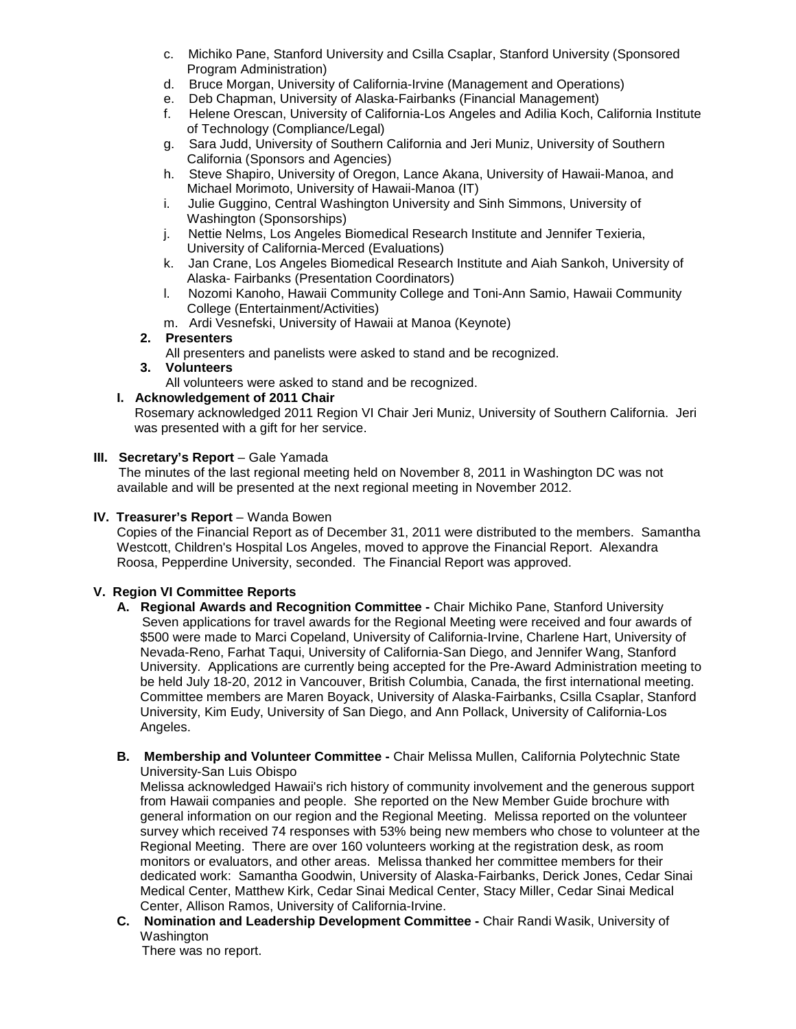c. Michiko Pane, Stanford University and Csilla Csaplar, Stanford University (Sponsored Program Administration)
d. Bruce Morgan, University of California-Irvine (Management and Operations)
e. Deb Chapman, University of Alaska-Fairbanks (Financial Management)
f. Helene Orescan, University of California-Los Angeles and Adilia Koch, California Institute of Technology (Compliance/Legal)
g. Sara Judd, University of Southern California and Jeri Muniz, University of Southern California (Sponsors and Agencies)
h. Steve Shapiro, University of Oregon, Lance Akana, University of Hawaii-Manoa, and Michael Morimoto, University of Hawaii-Manoa (IT)
i. Julie Guggino, Central Washington University and Sinh Simmons, University of Washington (Sponsorships)
j. Nettie Nelms, Los Angeles Biomedical Research Institute and Jennifer Texieria, University of California-Merced (Evaluations)
k. Jan Crane, Los Angeles Biomedical Research Institute and Aiah Sankoh, University of Alaska- Fairbanks (Presentation Coordinators)
l. Nozomi Kanoho, Hawaii Community College and Toni-Ann Samio, Hawaii Community College (Entertainment/Activities)
m. Ardi Vesnefski, University of Hawaii at Manoa (Keynote)

**2. Presenters**
All presenters and panelists were asked to stand and be recognized.

**3. Volunteers**
All volunteers were asked to stand and be recognized.

**I. Acknowledgement of 2011 Chair**
Rosemary acknowledged 2011 Region VI Chair Jeri Muniz, University of Southern California. Jeri was presented with a gift for her service.

**III. Secretary's Report** – Gale Yamada
The minutes of the last regional meeting held on November 8, 2011 in Washington DC was not available and will be presented at the next regional meeting in November 2012.

**IV. Treasurer's Report** – Wanda Bowen
Copies of the Financial Report as of December 31, 2011 were distributed to the members. Samantha Westcott, Children's Hospital Los Angeles, moved to approve the Financial Report. Alexandra Roosa, Pepperdine University, seconded. The Financial Report was approved.

**V. Region VI Committee Reports**

**A. Regional Awards and Recognition Committee -** Chair Michiko Pane, Stanford University
Seven applications for travel awards for the Regional Meeting were received and four awards of $500 were made to Marci Copeland, University of California-Irvine, Charlene Hart, University of Nevada-Reno, Farhat Taqui, University of California-San Diego, and Jennifer Wang, Stanford University. Applications are currently being accepted for the Pre-Award Administration meeting to be held July 18-20, 2012 in Vancouver, British Columbia, Canada, the first international meeting. Committee members are Maren Boyack, University of Alaska-Fairbanks, Csilla Csaplar, Stanford University, Kim Eudy, University of San Diego, and Ann Pollack, University of California-Los Angeles.

**B. Membership and Volunteer Committee -** Chair Melissa Mullen, California Polytechnic State University-San Luis Obispo
Melissa acknowledged Hawaii's rich history of community involvement and the generous support from Hawaii companies and people. She reported on the New Member Guide brochure with general information on our region and the Regional Meeting. Melissa reported on the volunteer survey which received 74 responses with 53% being new members who chose to volunteer at the Regional Meeting. There are over 160 volunteers working at the registration desk, as room monitors or evaluators, and other areas. Melissa thanked her committee members for their dedicated work: Samantha Goodwin, University of Alaska-Fairbanks, Derick Jones, Cedar Sinai Medical Center, Matthew Kirk, Cedar Sinai Medical Center, Stacy Miller, Cedar Sinai Medical Center, Allison Ramos, University of California-Irvine.

**C. Nomination and Leadership Development Committee -** Chair Randi Wasik, University of Washington
There was no report.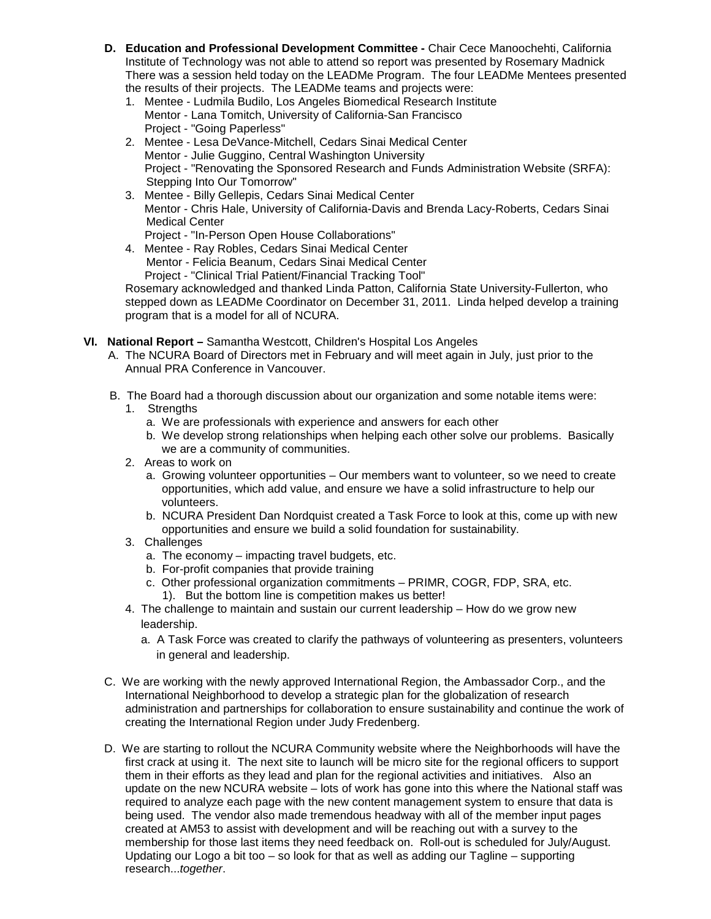D. **Education and Professional Development Committee -** Chair Cece Manoochehti, California Institute of Technology was not able to attend so report was presented by Rosemary Madnick There was a session held today on the LEADMe Program. The four LEADMe Mentees presented the results of their projects. The LEADMe teams and projects were:
   1. Mentee - Ludmila Budilo, Los Angeles Biomedical Research Institute
      Mentor - Lana Tomitch, University of California-San Francisco
      Project - "Going Paperless"
   2. Mentee - Lesa DeVance-Mitchell, Cedars Sinai Medical Center
      Mentor - Julie Guggino, Central Washington University
      Project - "Renovating the Sponsored Research and Funds Administration Website (SRFA): Stepping Into Our Tomorrow"
   3. Mentee - Billy Gellepis, Cedars Sinai Medical Center
      Mentor - Chris Hale, University of California-Davis and Brenda Lacy-Roberts, Cedars Sinai Medical Center
      Project - "In-Person Open House Collaborations"
   4. Mentee - Ray Robles, Cedars Sinai Medical Center
      Mentor - Felicia Beanum, Cedars Sinai Medical Center
      Project - "Clinical Trial Patient/Financial Tracking Tool"

   Rosemary acknowledged and thanked Linda Patton, California State University-Fullerton, who stepped down as LEADMe Coordinator on December 31, 2011. Linda helped develop a training program that is a model for all of NCURA.

**VI. National Report –** Samantha Westcott, Children's Hospital Los Angeles

A. The NCURA Board of Directors met in February and will meet again in July, just prior to the Annual PRA Conference in Vancouver.

B. The Board had a thorough discussion about our organization and some notable items were:
   1. Strengths
      a. We are professionals with experience and answers for each other
      b. We develop strong relationships when helping each other solve our problems. Basically we are a community of communities.
   2. Areas to work on
      a. Growing volunteer opportunities – Our members want to volunteer, so we need to create opportunities, which add value, and ensure we have a solid infrastructure to help our volunteers.
      b. NCURA President Dan Nordquist created a Task Force to look at this, come up with new opportunities and ensure we build a solid foundation for sustainability.
   3. Challenges
      a. The economy – impacting travel budgets, etc.
      b. For-profit companies that provide training
      c. Other professional organization commitments – PRIMR, COGR, FDP, SRA, etc.
         1). But the bottom line is competition makes us better!
   4. The challenge to maintain and sustain our current leadership – How do we grow new leadership.
      a. A Task Force was created to clarify the pathways of volunteering as presenters, volunteers in general and leadership.

C. We are working with the newly approved International Region, the Ambassador Corp., and the International Neighborhood to develop a strategic plan for the globalization of research administration and partnerships for collaboration to ensure sustainability and continue the work of creating the International Region under Judy Fredenberg.

D. We are starting to rollout the NCURA Community website where the Neighborhoods will have the first crack at using it. The next site to launch will be micro site for the regional officers to support them in their efforts as they lead and plan for the regional activities and initiatives. Also an update on the new NCURA website – lots of work has gone into this where the National staff was required to analyze each page with the new content management system to ensure that data is being used. The vendor also made tremendous headway with all of the member input pages created at AM53 to assist with development and will be reaching out with a survey to the membership for those last items they need feedback on. Roll-out is scheduled for July/August. Updating our Logo a bit too – so look for that as well as adding our Tagline – supporting research...*together*.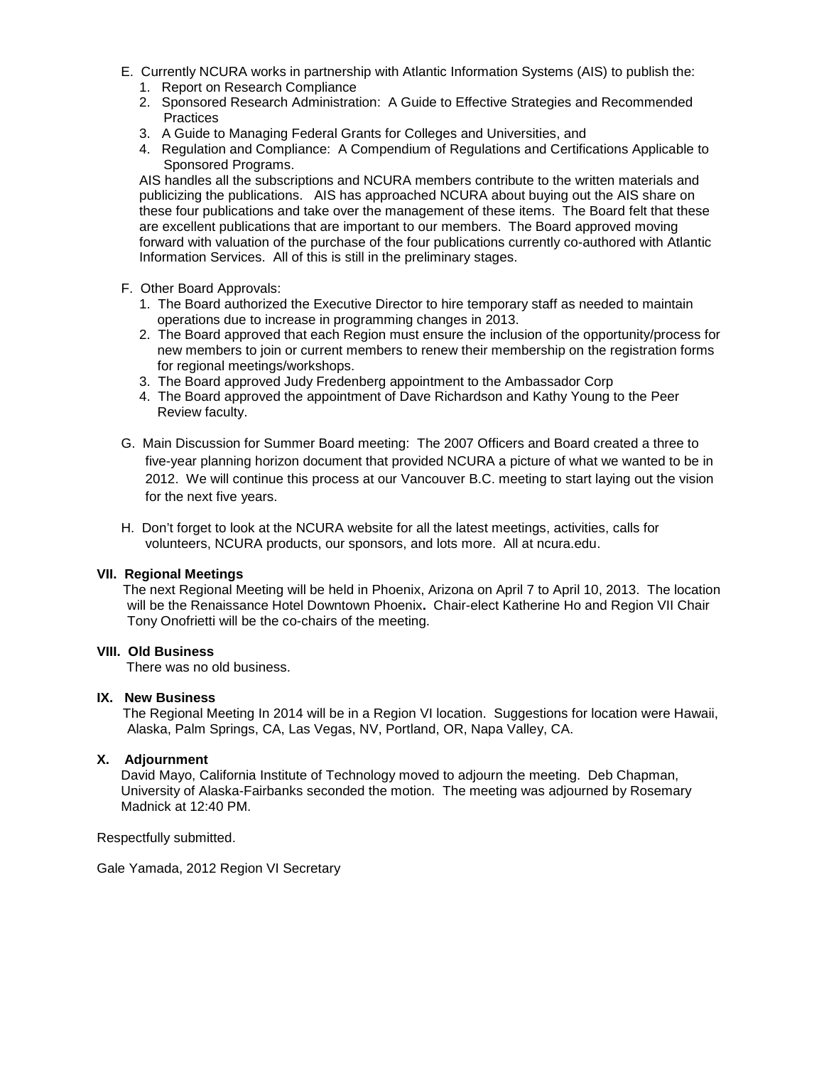E. Currently NCURA works in partnership with Atlantic Information Systems (AIS) to publish the:

1. Report on Research Compliance
2. Sponsored Research Administration: A Guide to Effective Strategies and Recommended Practices
3. A Guide to Managing Federal Grants for Colleges and Universities, and
4. Regulation and Compliance: A Compendium of Regulations and Certifications Applicable to Sponsored Programs.

AIS handles all the subscriptions and NCURA members contribute to the written materials and publicizing the publications. AIS has approached NCURA about buying out the AIS share on these four publications and take over the management of these items. The Board felt that these are excellent publications that are important to our members. The Board approved moving forward with valuation of the purchase of the four publications currently co-authored with Atlantic Information Services. All of this is still in the preliminary stages.

F. Other Board Approvals:

1. The Board authorized the Executive Director to hire temporary staff as needed to maintain operations due to increase in programming changes in 2013.
2. The Board approved that each Region must ensure the inclusion of the opportunity/process for new members to join or current members to renew their membership on the registration forms for regional meetings/workshops.
3. The Board approved Judy Fredenberg appointment to the Ambassador Corp
4. The Board approved the appointment of Dave Richardson and Kathy Young to the Peer Review faculty.

G. Main Discussion for Summer Board meeting: The 2007 Officers and Board created a three to five-year planning horizon document that provided NCURA a picture of what we wanted to be in 2012. We will continue this process at our Vancouver B.C. meeting to start laying out the vision for the next five years.

H. Don't forget to look at the NCURA website for all the latest meetings, activities, calls for volunteers, NCURA products, our sponsors, and lots more. All at ncura.edu.

**VII. Regional Meetings**

The next Regional Meeting will be held in Phoenix, Arizona on April 7 to April 10, 2013. The location will be the Renaissance Hotel Downtown Phoenix**.** Chair-elect Katherine Ho and Region VII Chair Tony Onofrietti will be the co-chairs of the meeting.

**VIII. Old Business**

There was no old business.

**IX. New Business**

The Regional Meeting In 2014 will be in a Region VI location. Suggestions for location were Hawaii, Alaska, Palm Springs, CA, Las Vegas, NV, Portland, OR, Napa Valley, CA.

**X. Adjournment**

David Mayo, California Institute of Technology moved to adjourn the meeting. Deb Chapman, University of Alaska-Fairbanks seconded the motion. The meeting was adjourned by Rosemary Madnick at 12:40 PM.

Respectfully submitted.

Gale Yamada, 2012 Region VI Secretary